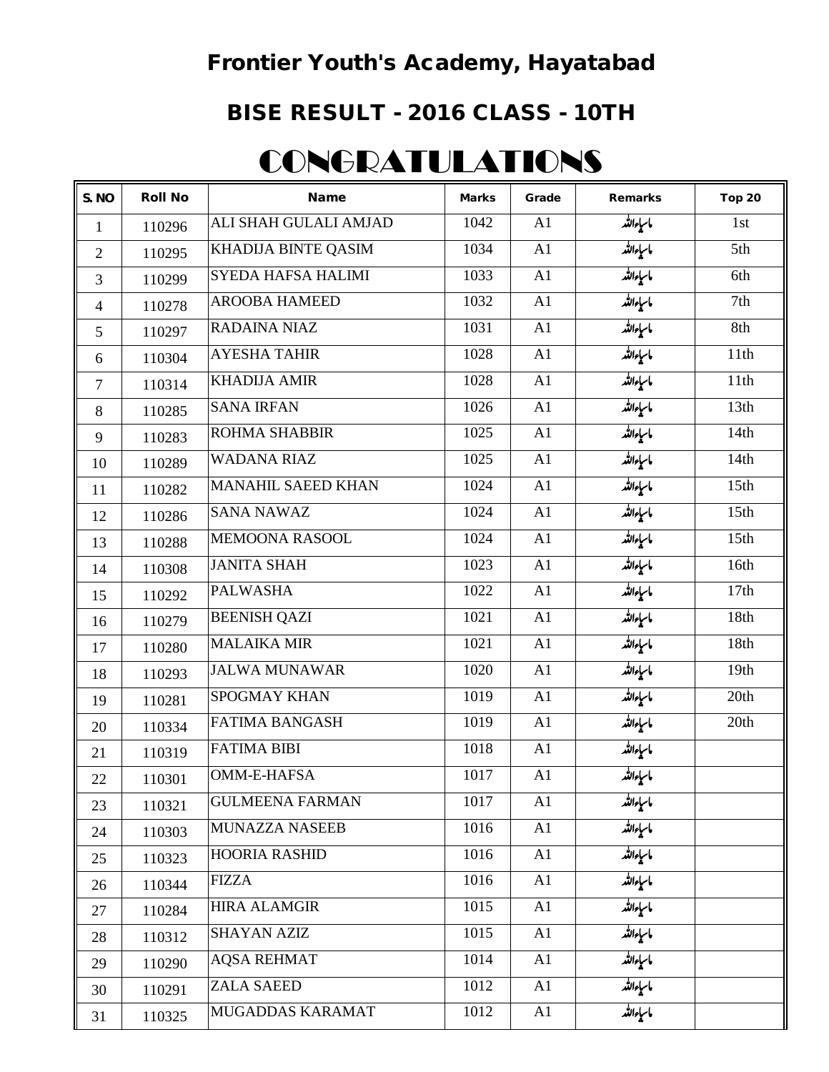# Frontier Youth's Academy, Hayatabad

## BISE RESULT - 2016 CLASS - 10TH

# CONGRATULATIONS

| S. NO | Roll No | Name | Marks | Grade | Remarks | Top 20 |
|---|---|---|---|---|---|---|
| 1 | 110296 | ALI SHAH GULALI AMJAD | 1042 | A1 | ماشاءاللہ | 1st |
| 2 | 110295 | KHADIJA BINTE QASIM | 1034 | A1 | ماشاءاللہ | 5th |
| 3 | 110299 | SYEDA HAFSA HALIMI | 1033 | A1 | ماشاءاللہ | 6th |
| 4 | 110278 | AROOBA HAMEED | 1032 | A1 | ماشاءاللہ | 7th |
| 5 | 110297 | RADAINA NIAZ | 1031 | A1 | ماشاءاللہ | 8th |
| 6 | 110304 | AYESHA TAHIR | 1028 | A1 | ماشاءاللہ | 11th |
| 7 | 110314 | KHADIJA AMIR | 1028 | A1 | ماشاءاللہ | 11th |
| 8 | 110285 | SANA IRFAN | 1026 | A1 | ماشاءاللہ | 13th |
| 9 | 110283 | ROHMA SHABBIR | 1025 | A1 | ماشاءاللہ | 14th |
| 10 | 110289 | WADANA RIAZ | 1025 | A1 | ماشاءاللہ | 14th |
| 11 | 110282 | MANAHIL SAEED KHAN | 1024 | A1 | ماشاءاللہ | 15th |
| 12 | 110286 | SANA NAWAZ | 1024 | A1 | ماشاءاللہ | 15th |
| 13 | 110288 | MEMOONA RASOOL | 1024 | A1 | ماشاءاللہ | 15th |
| 14 | 110308 | JANITA SHAH | 1023 | A1 | ماشاءاللہ | 16th |
| 15 | 110292 | PALWASHA | 1022 | A1 | ماشاءاللہ | 17th |
| 16 | 110279 | BEENISH QAZI | 1021 | A1 | ماشاءاللہ | 18th |
| 17 | 110280 | MALAIKA MIR | 1021 | A1 | ماشاءاللہ | 18th |
| 18 | 110293 | JALWA MUNAWAR | 1020 | A1 | ماشاءاللہ | 19th |
| 19 | 110281 | SPOGMAY KHAN | 1019 | A1 | ماشاءاللہ | 20th |
| 20 | 110334 | FATIMA BANGASH | 1019 | A1 | ماشاءاللہ | 20th |
| 21 | 110319 | FATIMA BIBI | 1018 | A1 | ماشاءاللہ | |
| 22 | 110301 | OMM-E-HAFSA | 1017 | A1 | ماشاءاللہ | |
| 23 | 110321 | GULMEENA FARMAN | 1017 | A1 | ماشاءاللہ | |
| 24 | 110303 | MUNAZZA NASEEB | 1016 | A1 | ماشاءاللہ | |
| 25 | 110323 | HOORIA RASHID | 1016 | A1 | ماشاءاللہ | |
| 26 | 110344 | FIZZA | 1016 | A1 | ماشاءاللہ | |
| 27 | 110284 | HIRA ALAMGIR | 1015 | A1 | ماشاءاللہ | |
| 28 | 110312 | SHAYAN AZIZ | 1015 | A1 | ماشاءاللہ | |
| 29 | 110290 | AQSA REHMAT | 1014 | A1 | ماشاءاللہ | |
| 30 | 110291 | ZALA SAEED | 1012 | A1 | ماشاءاللہ | |
| 31 | 110325 | MUGADDAS KARAMAT | 1012 | A1 | ماشاءاللہ | |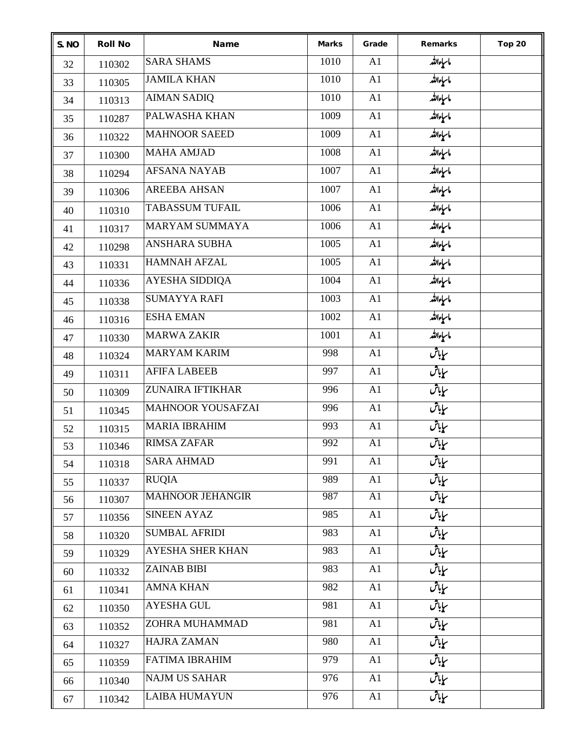| S. NO | Roll No | Name | Marks | Grade | Remarks | Top 20 |
|---|---|---|---|---|---|---|
| 32 | 110302 | SARA SHAMS | 1010 | A1 | ماشاءاللہ | |
| 33 | 110305 | JAMILA KHAN | 1010 | A1 | ماشاءاللہ | |
| 34 | 110313 | AIMAN SADIQ | 1010 | A1 | ماشاءاللہ | |
| 35 | 110287 | PALWASHA KHAN | 1009 | A1 | ماشاءاللہ | |
| 36 | 110322 | MAHNOOR SAEED | 1009 | A1 | ماشاءاللہ | |
| 37 | 110300 | MAHA AMJAD | 1008 | A1 | ماشاءاللہ | |
| 38 | 110294 | AFSANA NAYAB | 1007 | A1 | ماشاءاللہ | |
| 39 | 110306 | AREEBA AHSAN | 1007 | A1 | ماشاءاللہ | |
| 40 | 110310 | TABASSUM TUFAIL | 1006 | A1 | ماشاءاللہ | |
| 41 | 110317 | MARYAM SUMMAYA | 1006 | A1 | ماشاءاللہ | |
| 42 | 110298 | ANSHARA SUBHA | 1005 | A1 | ماشاءاللہ | |
| 43 | 110331 | HAMNAH AFZAL | 1005 | A1 | ماشاءاللہ | |
| 44 | 110336 | AYESHA SIDDIQA | 1004 | A1 | ماشاءاللہ | |
| 45 | 110338 | SUMAYYA RAFI | 1003 | A1 | ماشاءاللہ | |
| 46 | 110316 | ESHA EMAN | 1002 | A1 | ماشاءاللہ | |
| 47 | 110330 | MARWA ZAKIR | 1001 | A1 | ماشاءاللہ | |
| 48 | 110324 | MARYAM KARIM | 998 | A1 | شاباش | |
| 49 | 110311 | AFIFA LABEEB | 997 | A1 | شاباش | |
| 50 | 110309 | ZUNAIRA IFTIKHAR | 996 | A1 | شاباش | |
| 51 | 110345 | MAHNOOR YOUSAFZAI | 996 | A1 | شاباش | |
| 52 | 110315 | MARIA IBRAHIM | 993 | A1 | شاباش | |
| 53 | 110346 | RIMSA ZAFAR | 992 | A1 | شاباش | |
| 54 | 110318 | SARA AHMAD | 991 | A1 | شاباش | |
| 55 | 110337 | RUQIA | 989 | A1 | شاباش | |
| 56 | 110307 | MAHNOOR JEHANGIR | 987 | A1 | شاباش | |
| 57 | 110356 | SINEEN AYAZ | 985 | A1 | شاباش | |
| 58 | 110320 | SUMBAL AFRIDI | 983 | A1 | شاباش | |
| 59 | 110329 | AYESHA SHER KHAN | 983 | A1 | شاباش | |
| 60 | 110332 | ZAINAB BIBI | 983 | A1 | شاباش | |
| 61 | 110341 | AMNA KHAN | 982 | A1 | شاباش | |
| 62 | 110350 | AYESHA GUL | 981 | A1 | شاباش | |
| 63 | 110352 | ZOHRA MUHAMMAD | 981 | A1 | شاباش | |
| 64 | 110327 | HAJRA ZAMAN | 980 | A1 | شاباش | |
| 65 | 110359 | FATIMA IBRAHIM | 979 | A1 | شاباش | |
| 66 | 110340 | NAJM US SAHAR | 976 | A1 | شاباش | |
| 67 | 110342 | LAIBA HUMAYUN | 976 | A1 | شاباش | |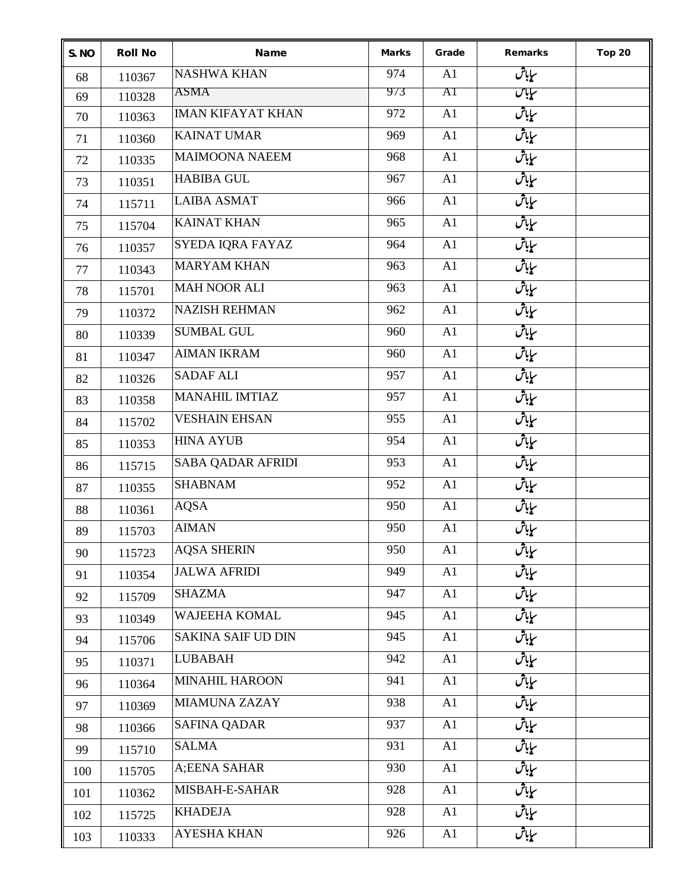| S. NO | Roll No | Name | Marks | Grade | Remarks | Top 20 |
|---|---|---|---|---|---|---|
| 68 | 110367 | NASHWA KHAN | 974 | A1 | شاباش | |
| 69 | 110328 | ASMA | 973 | A1 | شاباش | |
| 70 | 110363 | IMAN KIFAYAT KHAN | 972 | A1 | شاباش | |
| 71 | 110360 | KAINAT UMAR | 969 | A1 | شاباش | |
| 72 | 110335 | MAIMOONA NAEEM | 968 | A1 | شاباش | |
| 73 | 110351 | HABIBA GUL | 967 | A1 | شاباش | |
| 74 | 115711 | LAIBA ASMAT | 966 | A1 | شاباش | |
| 75 | 115704 | KAINAT KHAN | 965 | A1 | شاباش | |
| 76 | 110357 | SYEDA IQRA FAYAZ | 964 | A1 | شاباش | |
| 77 | 110343 | MARYAM KHAN | 963 | A1 | شاباش | |
| 78 | 115701 | MAH NOOR ALI | 963 | A1 | شاباش | |
| 79 | 110372 | NAZISH REHMAN | 962 | A1 | شاباش | |
| 80 | 110339 | SUMBAL GUL | 960 | A1 | شاباش | |
| 81 | 110347 | AIMAN IKRAM | 960 | A1 | شاباش | |
| 82 | 110326 | SADAF ALI | 957 | A1 | شاباش | |
| 83 | 110358 | MANAHIL IMTIAZ | 957 | A1 | شاباش | |
| 84 | 115702 | VESHAIN EHSAN | 955 | A1 | شاباش | |
| 85 | 110353 | HINA AYUB | 954 | A1 | شاباش | |
| 86 | 115715 | SABA QADAR AFRIDI | 953 | A1 | شاباش | |
| 87 | 110355 | SHABNAM | 952 | A1 | شاباش | |
| 88 | 110361 | AQSA | 950 | A1 | شاباش | |
| 89 | 115703 | AIMAN | 950 | A1 | شاباش | |
| 90 | 115723 | AQSA SHERIN | 950 | A1 | شاباش | |
| 91 | 110354 | JALWA AFRIDI | 949 | A1 | شاباش | |
| 92 | 115709 | SHAZMA | 947 | A1 | شاباش | |
| 93 | 110349 | WAJEEHA KOMAL | 945 | A1 | شاباش | |
| 94 | 115706 | SAKINA SAIF UD DIN | 945 | A1 | شاباش | |
| 95 | 110371 | LUBABAH | 942 | A1 | شاباش | |
| 96 | 110364 | MINAHIL HAROON | 941 | A1 | شاباش | |
| 97 | 110369 | MIAMUNA ZAZAY | 938 | A1 | شاباش | |
| 98 | 110366 | SAFINA QADAR | 937 | A1 | شاباش | |
| 99 | 115710 | SALMA | 931 | A1 | شاباش | |
| 100 | 115705 | A;EENA SAHAR | 930 | A1 | شاباش | |
| 101 | 110362 | MISBAH-E-SAHAR | 928 | A1 | شاباش | |
| 102 | 115725 | KHADEJA | 928 | A1 | شاباش | |
| 103 | 110333 | AYESHA KHAN | 926 | A1 | شاباش | |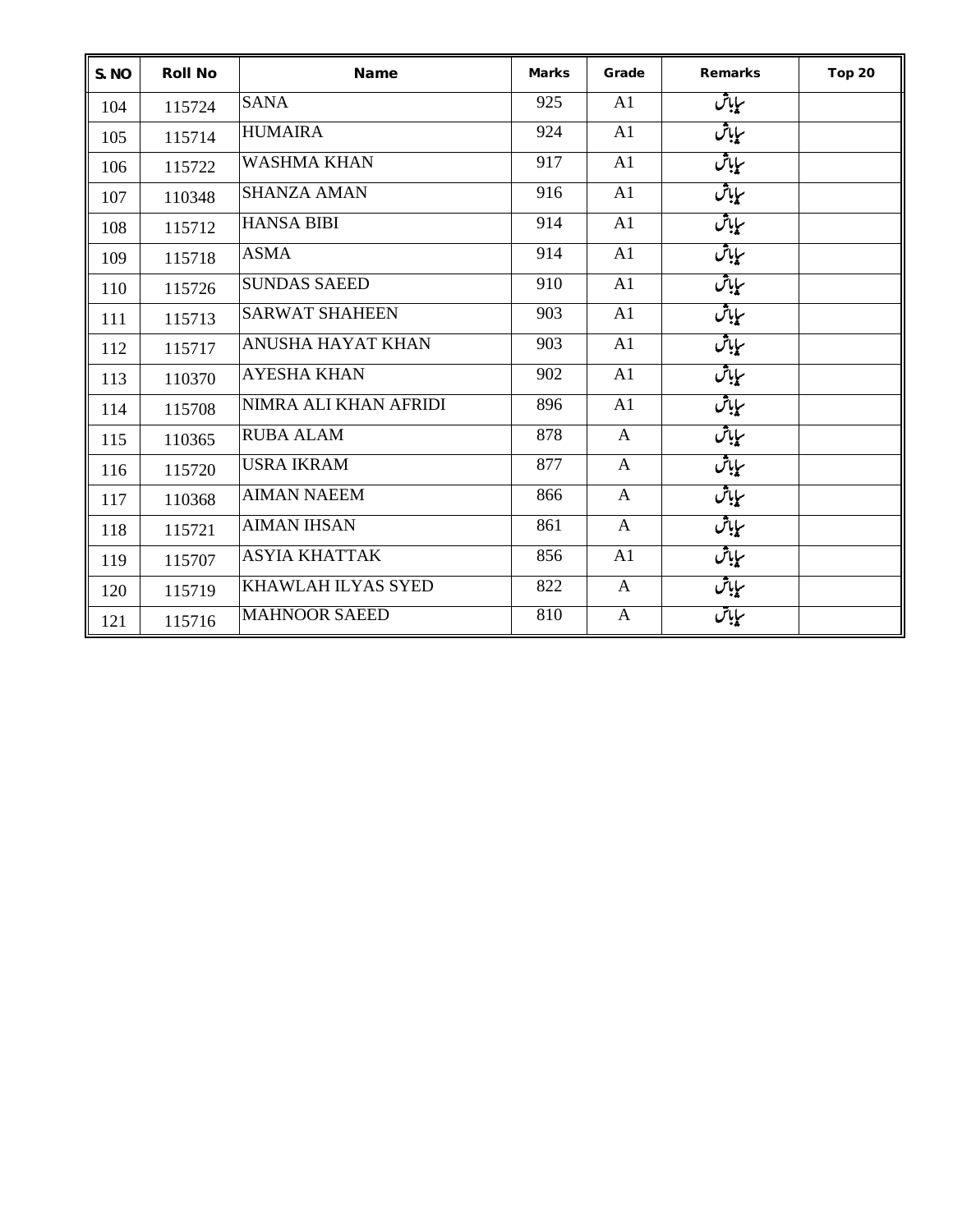| S. NO | Roll No | Name | Marks | Grade | Remarks | Top 20 |
|---|---|---|---|---|---|---|
| 104 | 115724 | SANA | 925 | A1 | پاس | |
| 105 | 115714 | HUMAIRA | 924 | A1 | پاس | |
| 106 | 115722 | WASHMA KHAN | 917 | A1 | پاس | |
| 107 | 110348 | SHANZA AMAN | 916 | A1 | پاس | |
| 108 | 115712 | HANSA BIBI | 914 | A1 | پاس | |
| 109 | 115718 | ASMA | 914 | A1 | پاس | |
| 110 | 115726 | SUNDAS SAEED | 910 | A1 | پاس | |
| 111 | 115713 | SARWAT SHAHEEN | 903 | A1 | پاس | |
| 112 | 115717 | ANUSHA HAYAT KHAN | 903 | A1 | پاس | |
| 113 | 110370 | AYESHA KHAN | 902 | A1 | پاس | |
| 114 | 115708 | NIMRA ALI KHAN AFRIDI | 896 | A1 | پاس | |
| 115 | 110365 | RUBA ALAM | 878 | A | پاس | |
| 116 | 115720 | USRA IKRAM | 877 | A | پاس | |
| 117 | 110368 | AIMAN NAEEM | 866 | A | پاس | |
| 118 | 115721 | AIMAN IHSAN | 861 | A | پاس | |
| 119 | 115707 | ASYIA KHATTAK | 856 | A1 | پاس | |
| 120 | 115719 | KHAWLAH ILYAS SYED | 822 | A | پاس | |
| 121 | 115716 | MAHNOOR SAEED | 810 | A | پاس | |